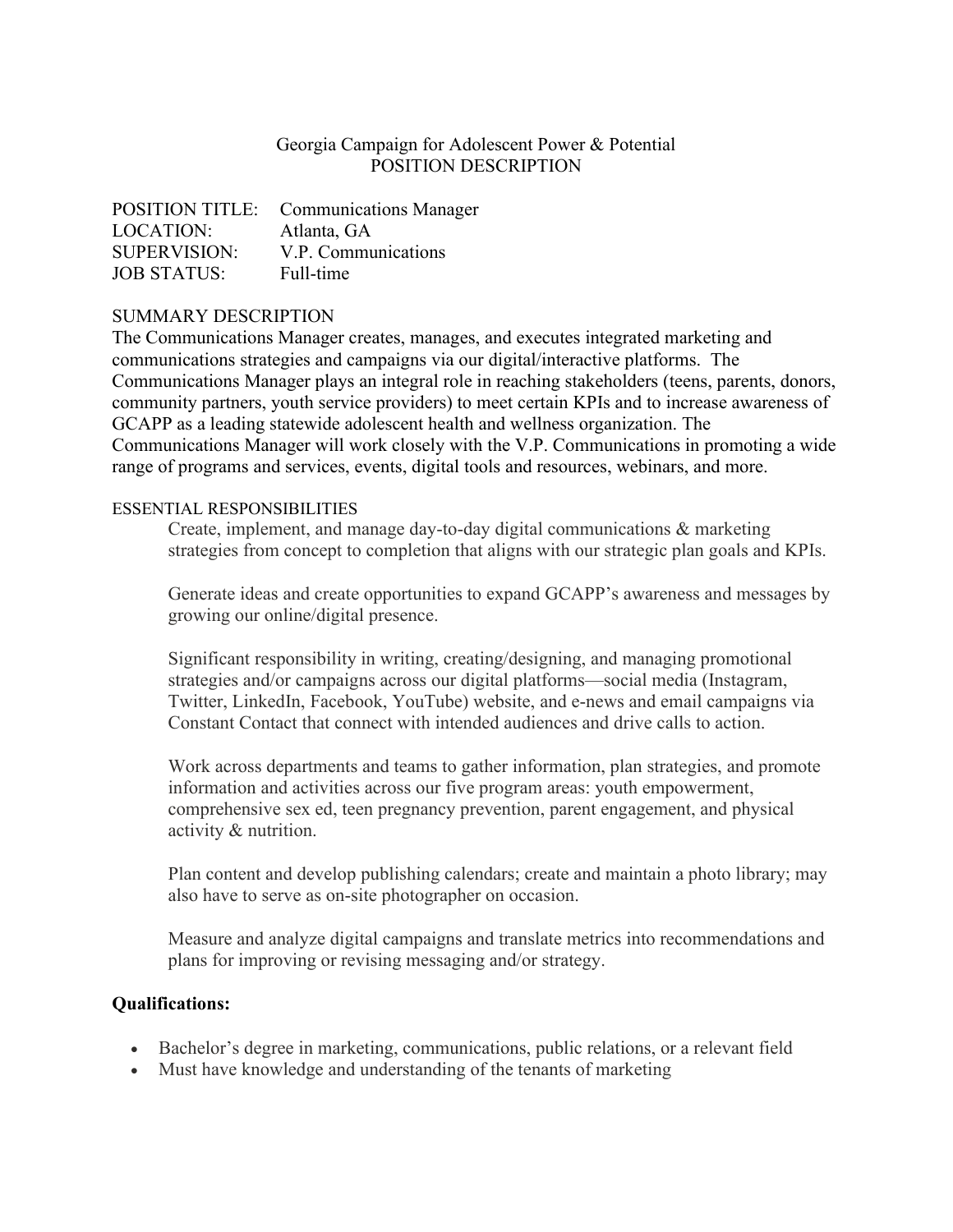# Georgia Campaign for Adolescent Power & Potential
## POSITION DESCRIPTION

POSITION TITLE: Communications Manager
LOCATION: Atlanta, GA
SUPERVISION: V.P. Communications
JOB STATUS: Full-time

## SUMMARY DESCRIPTION

The Communications Manager creates, manages, and executes integrated marketing and communications strategies and campaigns via our digital/interactive platforms. The Communications Manager plays an integral role in reaching stakeholders (teens, parents, donors, community partners, youth service providers) to meet certain KPIs and to increase awareness of GCAPP as a leading statewide adolescent health and wellness organization. The Communications Manager will work closely with the V.P. Communications in promoting a wide range of programs and services, events, digital tools and resources, webinars, and more.

## ESSENTIAL RESPONSIBILITIES

Create, implement, and manage day-to-day digital communications & marketing strategies from concept to completion that aligns with our strategic plan goals and KPIs.

Generate ideas and create opportunities to expand GCAPP's awareness and messages by growing our online/digital presence.

Significant responsibility in writing, creating/designing, and managing promotional strategies and/or campaigns across our digital platforms—social media (Instagram, Twitter, LinkedIn, Facebook, YouTube) website, and e-news and email campaigns via Constant Contact that connect with intended audiences and drive calls to action.

Work across departments and teams to gather information, plan strategies, and promote information and activities across our five program areas: youth empowerment, comprehensive sex ed, teen pregnancy prevention, parent engagement, and physical activity & nutrition.

Plan content and develop publishing calendars; create and maintain a photo library; may also have to serve as on-site photographer on occasion.

Measure and analyze digital campaigns and translate metrics into recommendations and plans for improving or revising messaging and/or strategy.

**Qualifications:**

- Bachelor's degree in marketing, communications, public relations, or a relevant field
- Must have knowledge and understanding of the tenants of marketing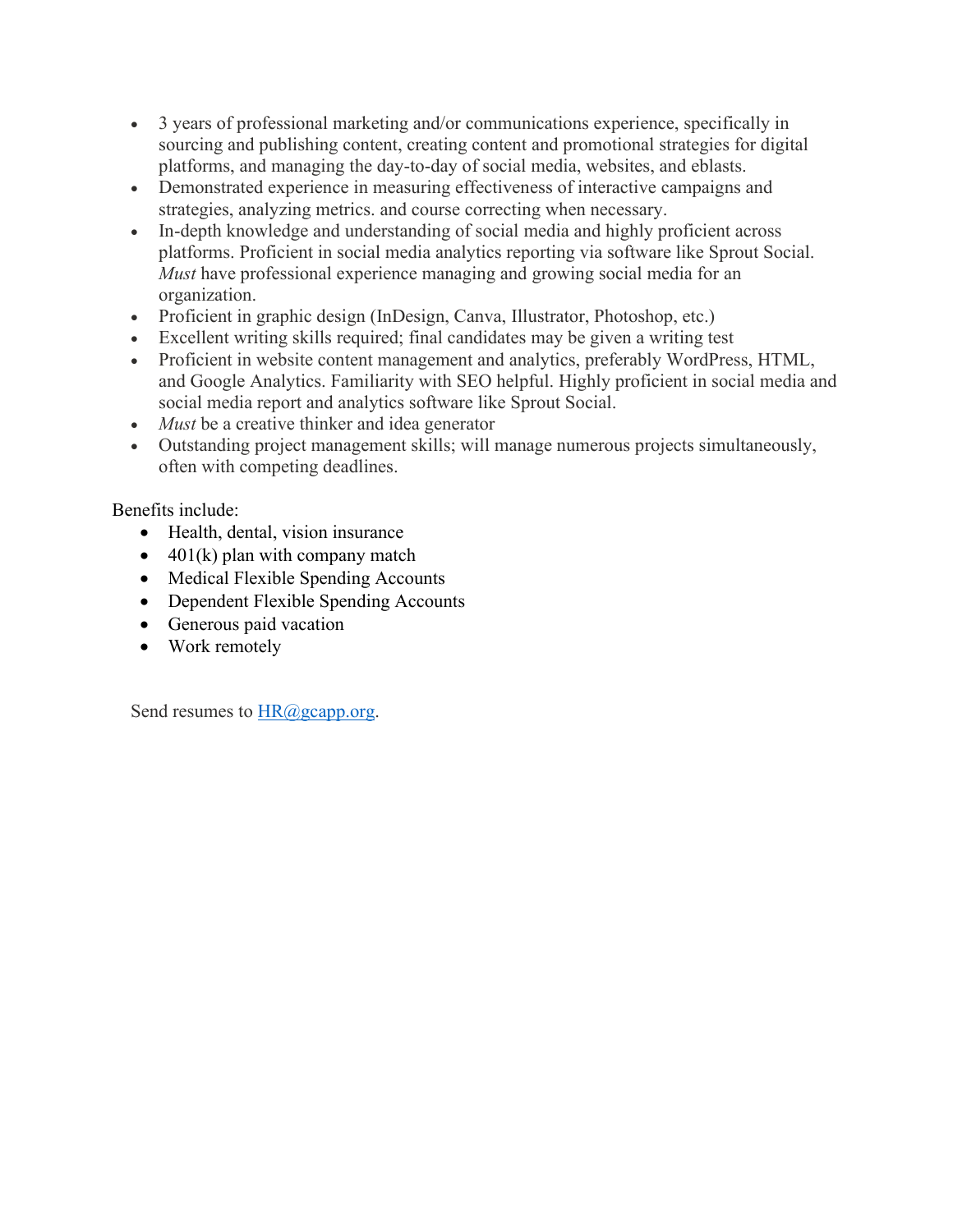- 3 years of professional marketing and/or communications experience, specifically in sourcing and publishing content, creating content and promotional strategies for digital platforms, and managing the day-to-day of social media, websites, and eblasts.
- Demonstrated experience in measuring effectiveness of interactive campaigns and strategies, analyzing metrics. and course correcting when necessary.
- In-depth knowledge and understanding of social media and highly proficient across platforms. Proficient in social media analytics reporting via software like Sprout Social. *Must* have professional experience managing and growing social media for an organization.
- Proficient in graphic design (InDesign, Canva, Illustrator, Photoshop, etc.)
- Excellent writing skills required; final candidates may be given a writing test
- Proficient in website content management and analytics, preferably WordPress, HTML, and Google Analytics. Familiarity with SEO helpful. Highly proficient in social media and social media report and analytics software like Sprout Social.
- *Must* be a creative thinker and idea generator
- Outstanding project management skills; will manage numerous projects simultaneously, often with competing deadlines.

Benefits include:

- Health, dental, vision insurance
- 401(k) plan with company match
- Medical Flexible Spending Accounts
- Dependent Flexible Spending Accounts
- Generous paid vacation
- Work remotely

Send resumes to [HR@gcapp.org](mailto:HR@gcapp.org).